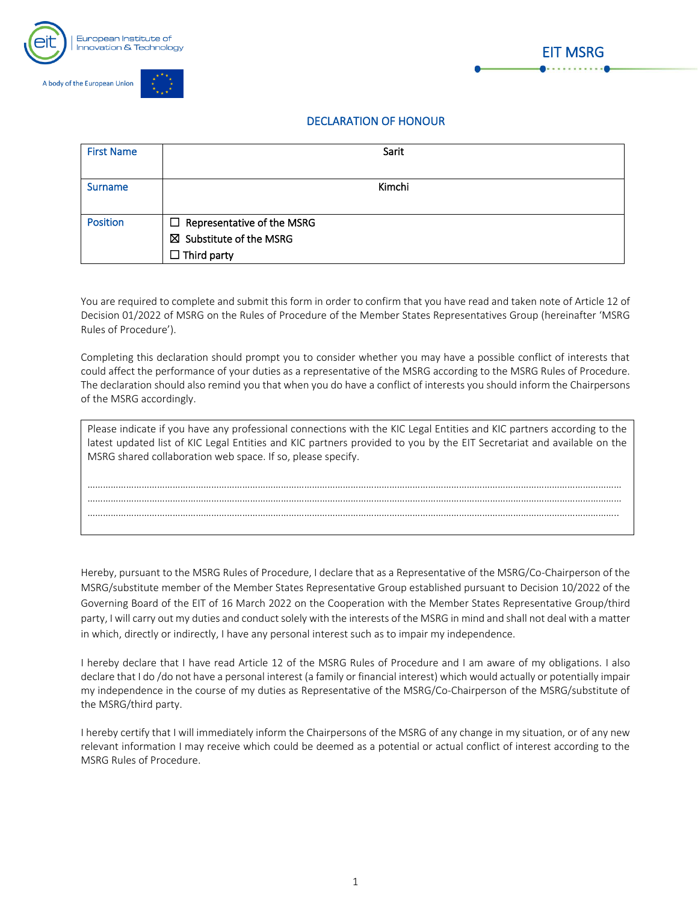European Institute of Innovation & Technology

A body of the European Union

EIT MSRG

## DECLARATION OF HONOUR

| First Name | Sarit |
|---|---|
| Surname | Kimchi |
| Position | ☐ Representative of the MSRG<br>☒ Substitute of the MSRG<br>☐ Third party |

You are required to complete and submit this form in order to confirm that you have read and taken note of Article 12 of Decision 01/2022 of MSRG on the Rules of Procedure of the Member States Representatives Group (hereinafter 'MSRG Rules of Procedure').

Completing this declaration should prompt you to consider whether you may have a possible conflict of interests that could affect the performance of your duties as a representative of the MSRG according to the MSRG Rules of Procedure. The declaration should also remind you that when you do have a conflict of interests you should inform the Chairpersons of the MSRG accordingly.

> Please indicate if you have any professional connections with the KIC Legal Entities and KIC partners according to the latest updated list of KIC Legal Entities and KIC partners provided to you by the EIT Secretariat and available on the MSRG shared collaboration web space. If so, please specify.
>
> ………………………………………………………………………………………………………………………………………………………………
> ………………………………………………………………………………………………………………………………………………………………
> ………………………………………………………………………………………………………………………………………………………………

Hereby, pursuant to the MSRG Rules of Procedure, I declare that as a Representative of the MSRG/Co-Chairperson of the MSRG/substitute member of the Member States Representative Group established pursuant to Decision 10/2022 of the Governing Board of the EIT of 16 March 2022 on the Cooperation with the Member States Representative Group/third party, I will carry out my duties and conduct solely with the interests of the MSRG in mind and shall not deal with a matter in which, directly or indirectly, I have any personal interest such as to impair my independence.

I hereby declare that I have read Article 12 of the MSRG Rules of Procedure and I am aware of my obligations. I also declare that I do /do not have a personal interest (a family or financial interest) which would actually or potentially impair my independence in the course of my duties as Representative of the MSRG/Co-Chairperson of the MSRG/substitute of the MSRG/third party.

I hereby certify that I will immediately inform the Chairpersons of the MSRG of any change in my situation, or of any new relevant information I may receive which could be deemed as a potential or actual conflict of interest according to the MSRG Rules of Procedure.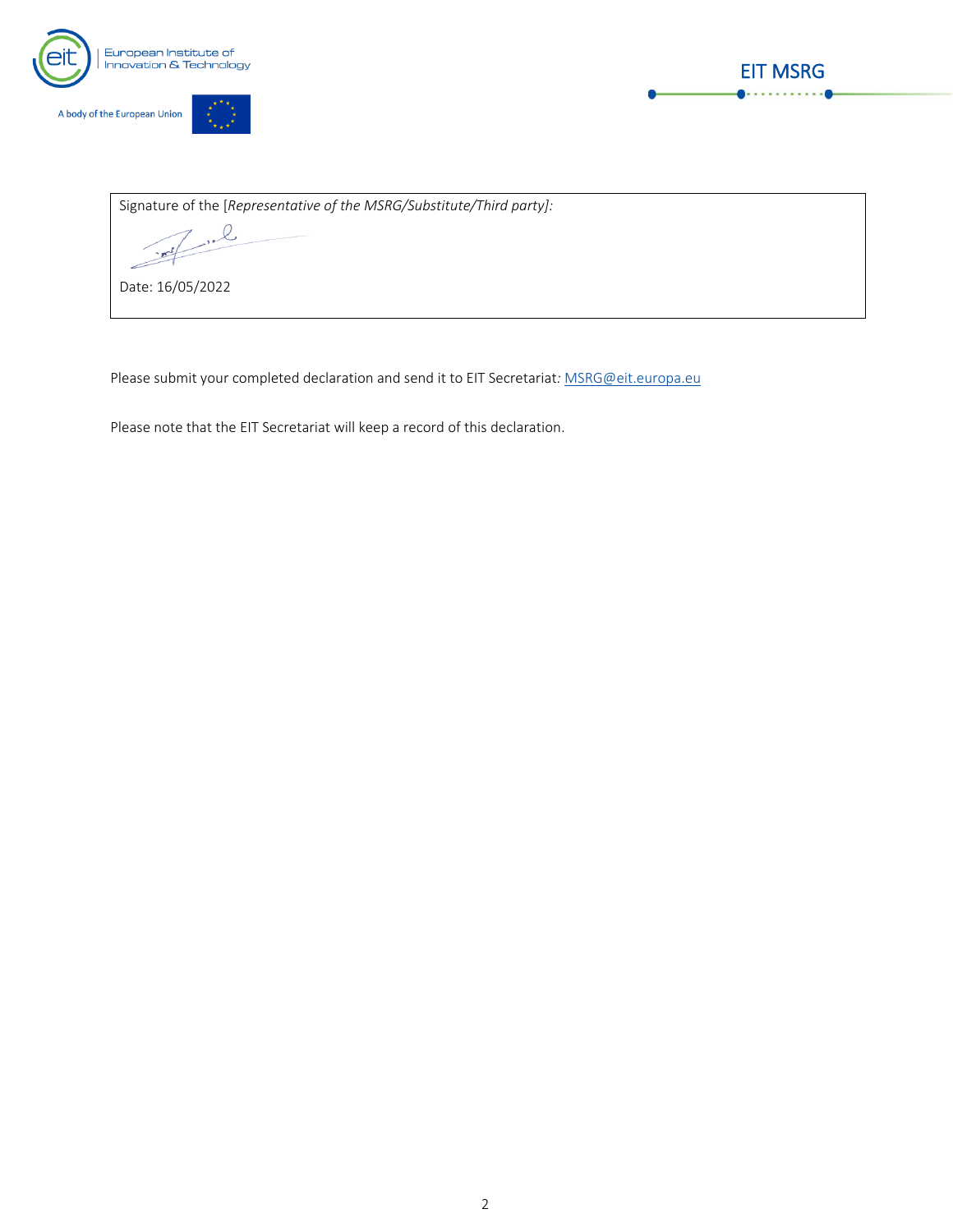| |
|---|
| Signature of the [*Representative of the MSRG/Substitute/Third party]:*<br><br>Date: 16/05/2022 |

Please submit your completed declaration and send it to EIT Secretariat*:* MSRG@eit.europa.eu

Please note that the EIT Secretariat will keep a record of this declaration.